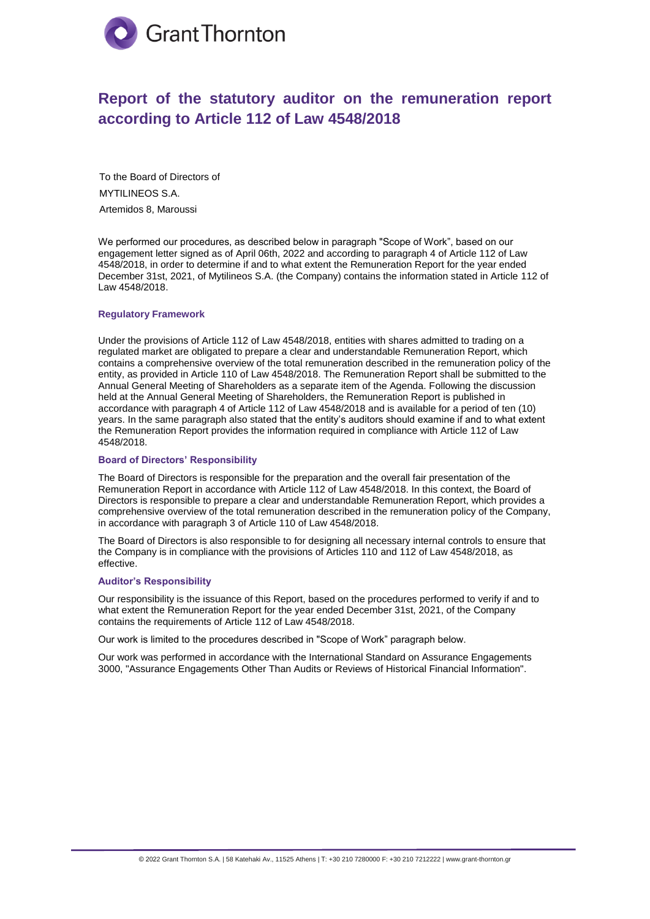# Report of the statutory auditor on the remuneration report according to Article 112 of Law 4548/2018

To the Board of Directors of

MYTILINEOS S.A.

Artemidos 8, Maroussi

We performed our procedures, as described below in paragraph "Scope of Work", based on our engagement letter signed as of April 06th, 2022 and according to paragraph 4 of Article 112 of Law 4548/2018, in order to determine if and to what extent the Remuneration Report for the year ended December 31st, 2021, of Mytilineos S.A. (the Company) contains the information stated in Article 112 of Law 4548/2018.

### Regulatory Framework

Under the provisions of Article 112 of Law 4548/2018, entities with shares admitted to trading on a regulated market are obligated to prepare a clear and understandable Remuneration Report, which contains a comprehensive overview of the total remuneration described in the remuneration policy of the entity, as provided in Article 110 of Law 4548/2018. The Remuneration Report shall be submitted to the Annual General Meeting of Shareholders as a separate item of the Agenda. Following the discussion held at the Annual General Meeting of Shareholders, the Remuneration Report is published in accordance with paragraph 4 of Article 112 of Law 4548/2018 and is available for a period of ten (10) years. In the same paragraph also stated that the entity's auditors should examine if and to what extent the Remuneration Report provides the information required in compliance with Article 112 of Law 4548/2018.

### Board of Directors' Responsibility

The Board of Directors is responsible for the preparation and the overall fair presentation of the Remuneration Report in accordance with Article 112 of Law 4548/2018. In this context, the Board of Directors is responsible to prepare a clear and understandable Remuneration Report, which provides a comprehensive overview of the total remuneration described in the remuneration policy of the Company, in accordance with paragraph 3 of Article 110 of Law 4548/2018.

The Board of Directors is also responsible to for designing all necessary internal controls to ensure that the Company is in compliance with the provisions of Articles 110 and 112 of Law 4548/2018, as effective.

### Auditor's Responsibility

Our responsibility is the issuance of this Report, based on the procedures performed to verify if and to what extent the Remuneration Report for the year ended December 31st, 2021, of the Company contains the requirements of Article 112 of Law 4548/2018.

Our work is limited to the procedures described in "Scope of Work" paragraph below.

Our work was performed in accordance with the International Standard on Assurance Engagements 3000, "Assurance Engagements Other Than Audits or Reviews of Historical Financial Information".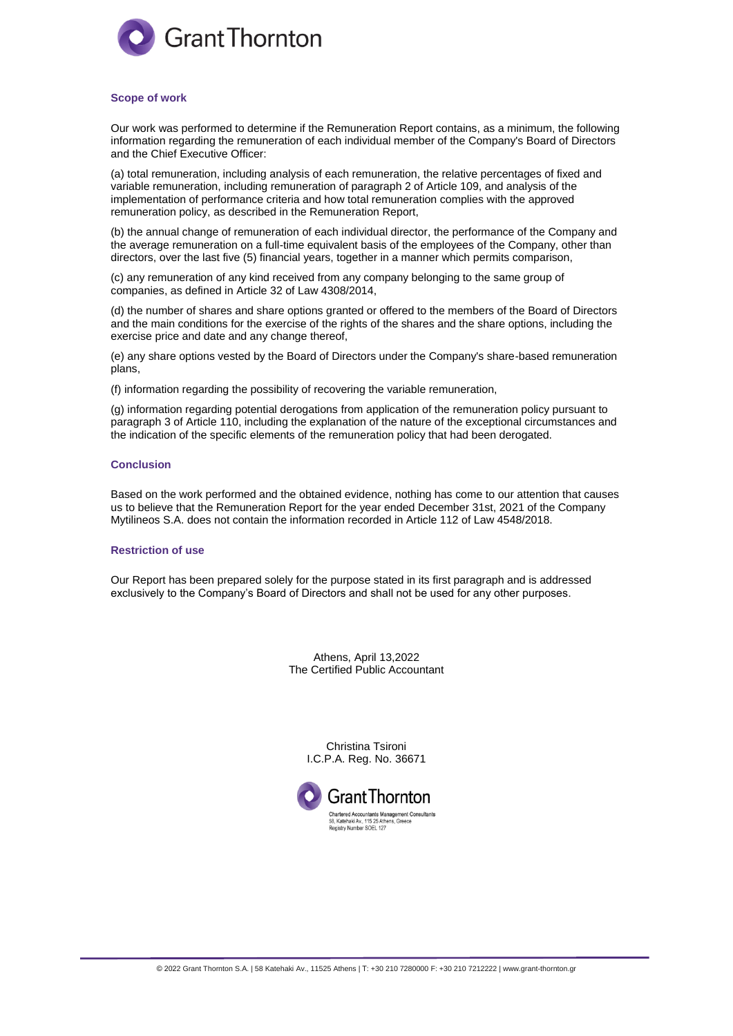## Scope of work

Our work was performed to determine if the Remuneration Report contains, as a minimum, the following information regarding the remuneration of each individual member of the Company's Board of Directors and the Chief Executive Officer:

(a) total remuneration, including analysis of each remuneration, the relative percentages of fixed and variable remuneration, including remuneration of paragraph 2 of Article 109, and analysis of the implementation of performance criteria and how total remuneration complies with the approved remuneration policy, as described in the Remuneration Report,

(b) the annual change of remuneration of each individual director, the performance of the Company and the average remuneration on a full-time equivalent basis of the employees of the Company, other than directors, over the last five (5) financial years, together in a manner which permits comparison,

(c) any remuneration of any kind received from any company belonging to the same group of companies, as defined in Article 32 of Law 4308/2014,

(d) the number of shares and share options granted or offered to the members of the Board of Directors and the main conditions for the exercise of the rights of the shares and the share options, including the exercise price and date and any change thereof,

(e) any share options vested by the Board of Directors under the Company's share-based remuneration plans,

(f) information regarding the possibility of recovering the variable remuneration,

(g) information regarding potential derogations from application of the remuneration policy pursuant to paragraph 3 of Article 110, including the explanation of the nature of the exceptional circumstances and the indication of the specific elements of the remuneration policy that had been derogated.

## Conclusion

Based on the work performed and the obtained evidence, nothing has come to our attention that causes us to believe that the Remuneration Report for the year ended December 31st, 2021 of the Company Mytilineos S.A. does not contain the information recorded in Article 112 of Law 4548/2018.

## Restriction of use

Our Report has been prepared solely for the purpose stated in its first paragraph and is addressed exclusively to the Company's Board of Directors and shall not be used for any other purposes.

Athens, April 13,2022
The Certified Public Accountant

Christina Tsironi
I.C.P.A. Reg. No. 36671

Grant Thornton
Chartered Accountants Management Consultants
58, Katehaki Av., 115 25 Athens, Greece
Registry Number SOEL 127